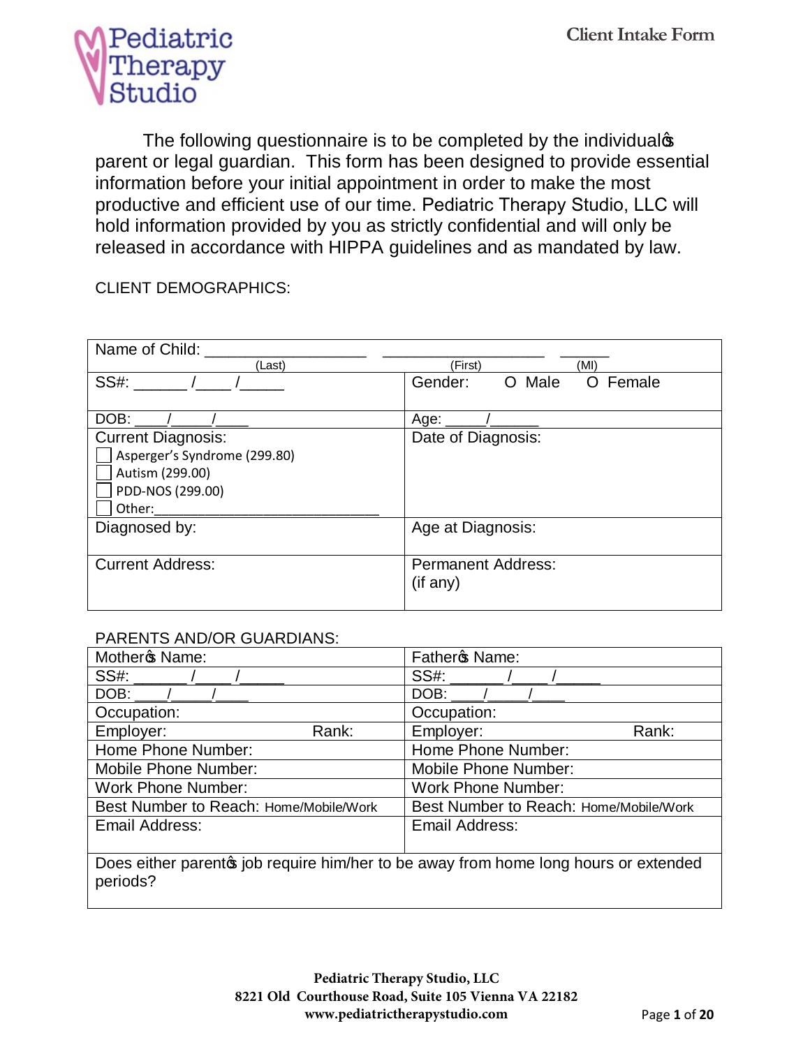Pediatric Therapy Studio

# Client Intake Form

The following questionnaire is to be completed by the individual's parent or legal guardian. This form has been designed to provide essential information before your initial appointment in order to make the most productive and efficient use of our time. Pediatric Therapy Studio, LLC will hold information provided by you as strictly confidential and will only be released in accordance with HIPPA guidelines and as mandated by law.

CLIENT DEMOGRAPHICS:

| | |
|---|---|
| Name of Child: __________________ (Last) __________________ (First) ______ (MI) | |
| SS#: ______ /____ /_____ | Gender: O Male O Female |
| DOB: ____/_____/____ | Age: _____/______ |
| Current Diagnosis:<br>☐ Asperger's Syndrome (299.80)<br>☐ Autism (299.00)<br>☐ PDD-NOS (299.00)<br>☐ Other:______________________________ | Date of Diagnosis: |
| Diagnosed by: | Age at Diagnosis: |
| Current Address: | Permanent Address:<br>(if any) |

PARENTS AND/OR GUARDIANS:

| | |
|---|---|
| Mother's Name: | Father's Name: |
| SS#: ______ /____ /_____ | SS#: ______ /____ /_____ |
| DOB: ____/_____/____ | DOB: ____/_____/____ |
| Occupation: | Occupation: |
| Employer: Rank: | Employer: Rank: |
| Home Phone Number: | Home Phone Number: |
| Mobile Phone Number: | Mobile Phone Number: |
| Work Phone Number: | Work Phone Number: |
| Best Number to Reach: Home/Mobile/Work | Best Number to Reach: Home/Mobile/Work |
| Email Address: | Email Address: |
| Does either parent's job require him/her to be away from home long hours or extended periods? | |

Pediatric Therapy Studio, LLC
8221 Old Courthouse Road, Suite 105 Vienna VA 22182
www.pediatrictherapystudio.com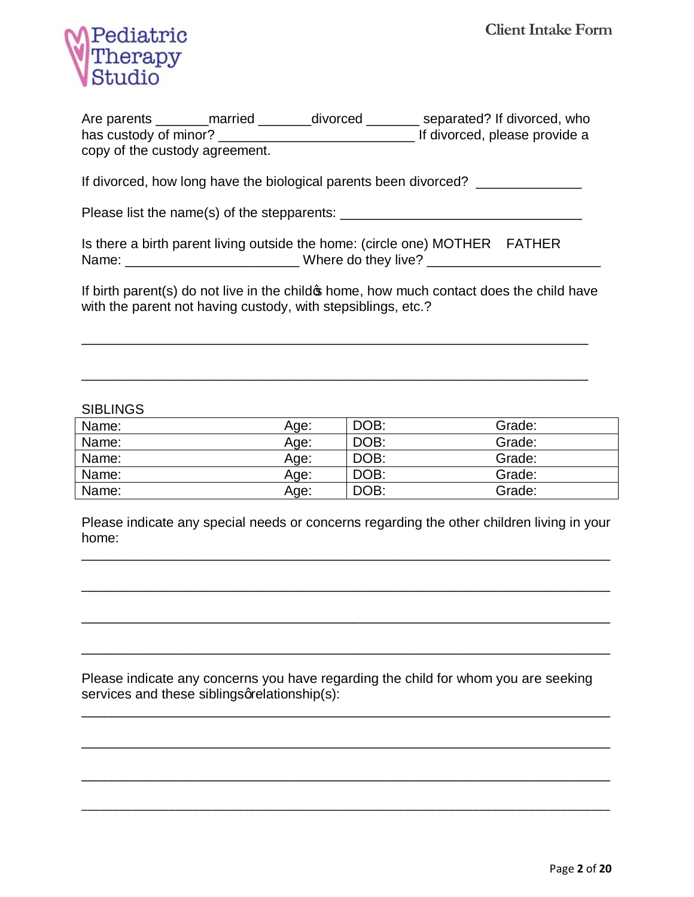Are parents _______married _______divorced _______ separated? If divorced, who has custody of minor? __________________________ If divorced, please provide a copy of the custody agreement.

If divorced, how long have the biological parents been divorced? ______________

Please list the name(s) of the stepparents: ________________________________

Is there a birth parent living outside the home: (circle one) MOTHER FATHER
Name: _______________________ Where do they live? _______________________

If birth parent(s) do not live in the child's home, how much contact does the child have with the parent not having custody, with stepsiblings, etc.?

___________________________________________________________________

___________________________________________________________________

SIBLINGS

| Name: | Age: | DOB: | Grade: |
|---|---|---|---|
| Name: | Age: | DOB: | Grade: |
| Name: | Age: | DOB: | Grade: |
| Name: | Age: | DOB: | Grade: |
| Name: | Age: | DOB: | Grade: |
| Name: | Age: | DOB: | Grade: |

Please indicate any special needs or concerns regarding the other children living in your home:

___________________________________________________________________

___________________________________________________________________

___________________________________________________________________

___________________________________________________________________

Please indicate any concerns you have regarding the child for whom you are seeking services and these siblings' relationship(s):

___________________________________________________________________

___________________________________________________________________

___________________________________________________________________

___________________________________________________________________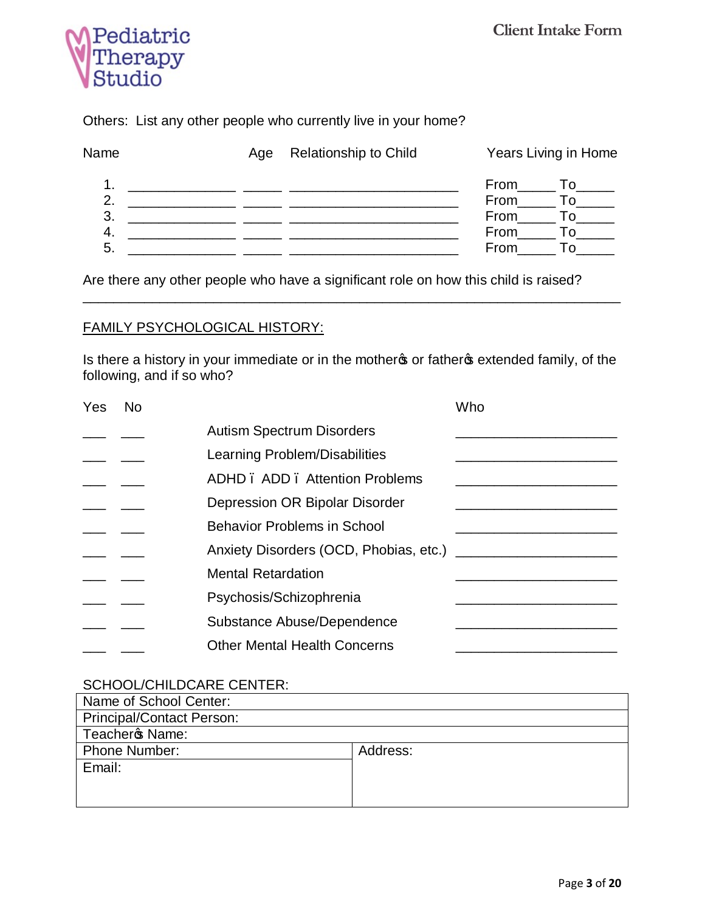Others: List any other people who currently live in your home?

| Name | Age | Relationship to Child | Years Living in Home |
|---|---|---|---|
| 1. ______________ | _____ | ______________________ | From_____ To_____ |
| 2. ______________ | _____ | ______________________ | From_____ To_____ |
| 3. ______________ | _____ | ______________________ | From_____ To_____ |
| 4. ______________ | _____ | ______________________ | From_____ To_____ |
| 5. ______________ | _____ | ______________________ | From_____ To_____ |

Are there any other people who have a significant role on how this child is raised?
______________________________________________________________________

<u>FAMILY PSYCHOLOGICAL HISTORY:</u>

Is there a history in your immediate or in the mother's or father's extended family, of the following, and if so who?

| Yes | No | | Who |
|---|---|---|---|
| ___ | ___ | Autism Spectrum Disorders | ____________________ |
| ___ | ___ | Learning Problem/Disabilities | ____________________ |
| ___ | ___ | ADHD – ADD – Attention Problems | ____________________ |
| ___ | ___ | Depression OR Bipolar Disorder | ____________________ |
| ___ | ___ | Behavior Problems in School | ____________________ |
| ___ | ___ | Anxiety Disorders (OCD, Phobias, etc.) | ____________________ |
| ___ | ___ | Mental Retardation | ____________________ |
| ___ | ___ | Psychosis/Schizophrenia | ____________________ |
| ___ | ___ | Substance Abuse/Dependence | ____________________ |
| ___ | ___ | Other Mental Health Concerns | ____________________ |

SCHOOL/CHILDCARE CENTER:

| Name of School Center: | |
|---|---|
| Principal/Contact Person: | |
| Teacher's Name: | |
| Phone Number: | Address: |
| Email: | |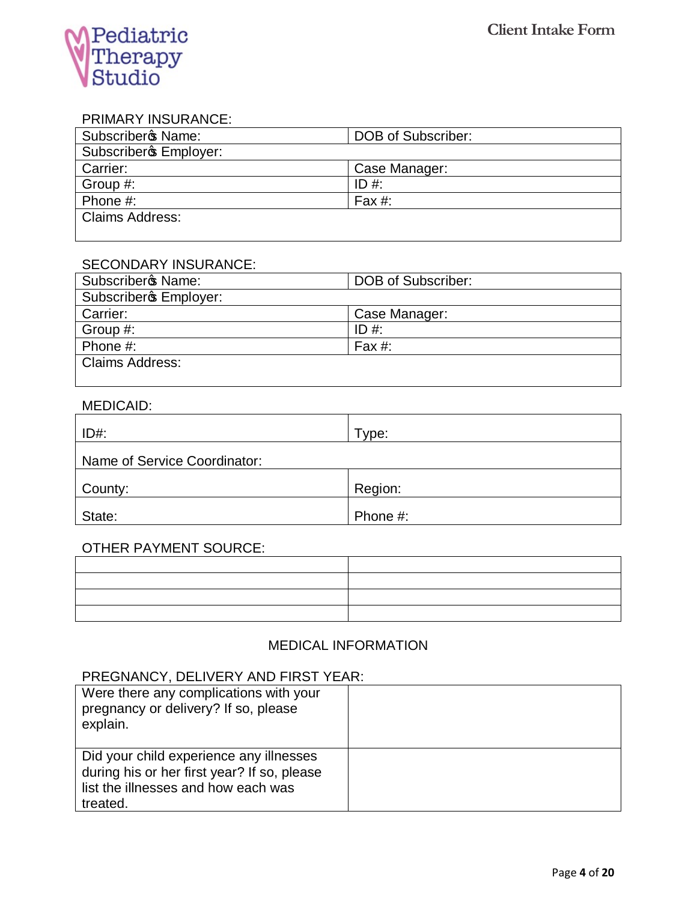Pediatric Therapy Studio

# Client Intake Form

PRIMARY INSURANCE:

| Subscriber's Name: | DOB of Subscriber: |
|---|---|
| Subscriber's Employer: | |
| Carrier: | Case Manager: |
| Group #: | ID #: |
| Phone #: | Fax #: |
| Claims Address: | |

SECONDARY INSURANCE:

| Subscriber's Name: | DOB of Subscriber: |
|---|---|
| Subscriber's Employer: | |
| Carrier: | Case Manager: |
| Group #: | ID #: |
| Phone #: | Fax #: |
| Claims Address: | |

MEDICAID:

| ID#: | Type: |
|---|---|
| Name of Service Coordinator: | |
| County: | Region: |
| State: | Phone #: |

OTHER PAYMENT SOURCE:

| | |
|---|---|
| | |
| | |
| | |
| | |

## MEDICAL INFORMATION

PREGNANCY, DELIVERY AND FIRST YEAR:

| | |
|---|---|
| Were there any complications with your pregnancy or delivery? If so, please explain. | |
| Did your child experience any illnesses during his or her first year? If so, please list the illnesses and how each was treated. | |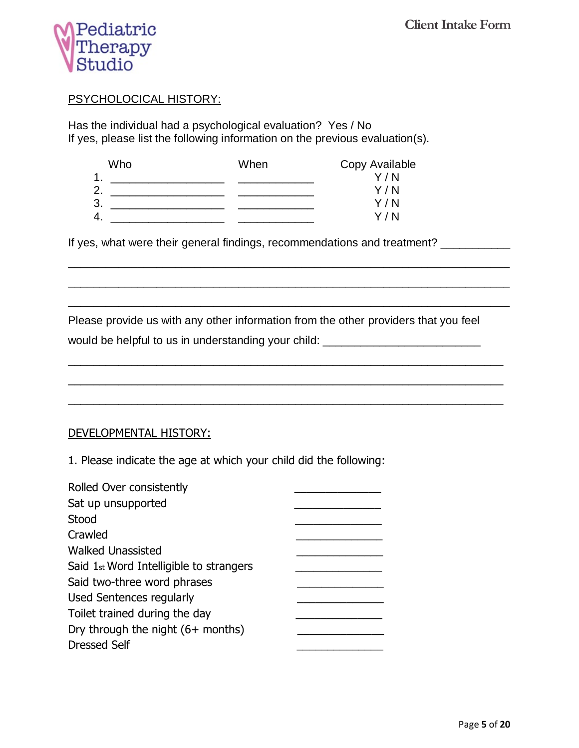## PSYCHOLOCICAL HISTORY:

Has the individual had a psychological evaluation? Yes / No
If yes, please list the following information on the previous evaluation(s).

| | Who | When | Copy Available |
|---|---|---|---|
| 1. | __________________ | ____________ | Y / N |
| 2. | __________________ | ____________ | Y / N |
| 3. | __________________ | ____________ | Y / N |
| 4. | __________________ | ____________ | Y / N |

If yes, what were their general findings, recommendations and treatment? ___________

______________________________________________________________________

______________________________________________________________________

______________________________________________________________________

Please provide us with any other information from the other providers that you feel would be helpful to us in understanding your child: ________________________

______________________________________________________________________

______________________________________________________________________

______________________________________________________________________

## DEVELOPMENTAL HISTORY:

1. Please indicate the age at which your child did the following:

| | |
|---|---|
| Rolled Over consistently | ______________ |
| Sat up unsupported | ______________ |
| Stood | ______________ |
| Crawled | ______________ |
| Walked Unassisted | ______________ |
| Said 1st Word Intelligible to strangers | ______________ |
| Said two-three word phrases | ______________ |
| Used Sentences regularly | ______________ |
| Toilet trained during the day | ______________ |
| Dry through the night (6+ months) | ______________ |
| Dressed Self | ______________ |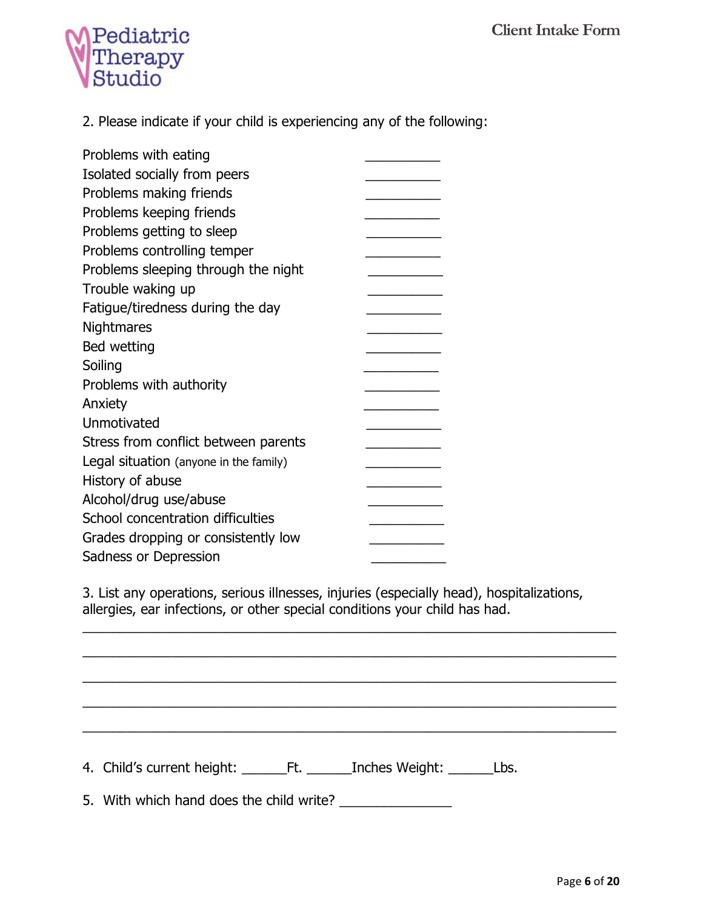2. Please indicate if your child is experiencing any of the following:

| | |
|---|---|
| Problems with eating | ___________ |
| Isolated socially from peers | ___________ |
| Problems making friends | ___________ |
| Problems keeping friends | ___________ |
| Problems getting to sleep | ___________ |
| Problems controlling temper | ___________ |
| Problems sleeping through the night | ___________ |
| Trouble waking up | ___________ |
| Fatigue/tiredness during the day | ___________ |
| Nightmares | ___________ |
| Bed wetting | ___________ |
| Soiling | ___________ |
| Problems with authority | ___________ |
| Anxiety | ___________ |
| Unmotivated | ___________ |
| Stress from conflict between parents | ___________ |
| Legal situation (anyone in the family) | ___________ |
| History of abuse | ___________ |
| Alcohol/drug use/abuse | ___________ |
| School concentration difficulties | ___________ |
| Grades dropping or consistently low | ___________ |
| Sadness or Depression | ___________ |

3. List any operations, serious illnesses, injuries (especially head), hospitalizations, allergies, ear infections, or other special conditions your child has had.

_______________________________________________________________________________

_______________________________________________________________________________

_______________________________________________________________________________

_______________________________________________________________________________

_______________________________________________________________________________

4. Child's current height: ______Ft. ______Inches Weight: ______Lbs.

5. With which hand does the child write? _______________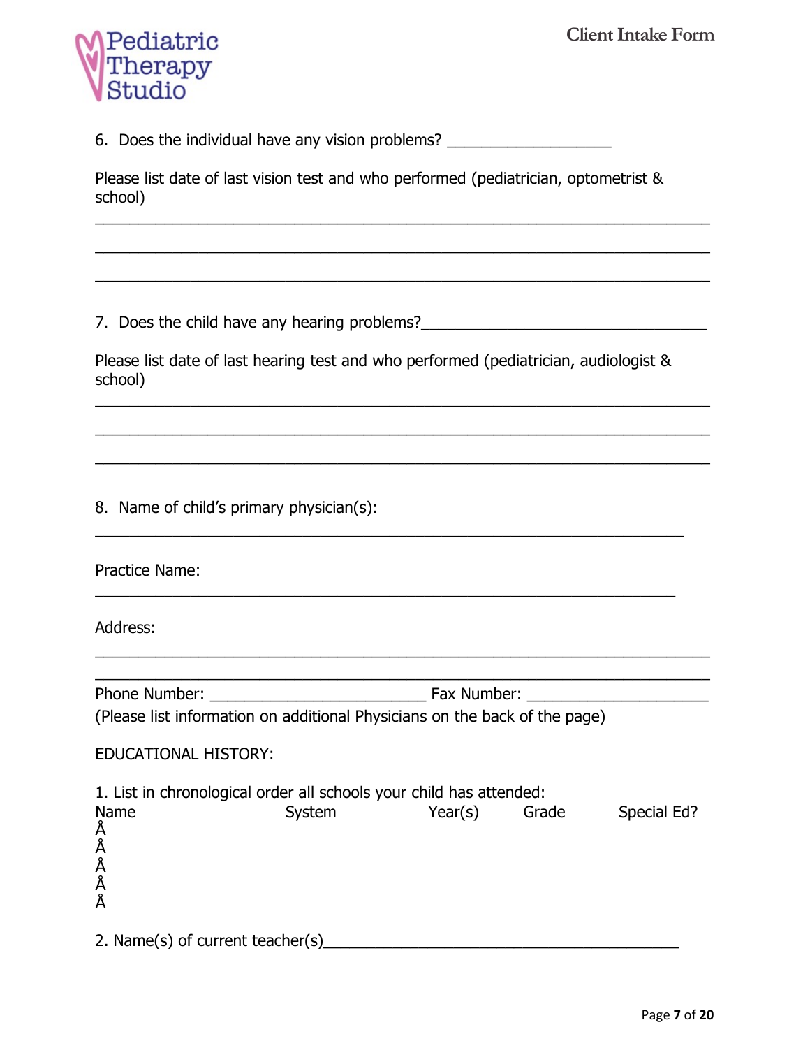6. Does the individual have any vision problems? ___________________

Please list date of last vision test and who performed (pediatrician, optometrist & school)

_______________________________________________________________________

_______________________________________________________________________

_______________________________________________________________________

7. Does the child have any hearing problems?_________________________________

Please list date of last hearing test and who performed (pediatrician, audiologist & school)

_______________________________________________________________________

_______________________________________________________________________

_______________________________________________________________________

8. Name of child's primary physician(s):

_____________________________________________________________________

Practice Name:

____________________________________________________________________

Address:

_______________________________________________________________________

_______________________________________________________________________

Phone Number: _________________________ Fax Number: _____________________

(Please list information on additional Physicians on the back of the page)

EDUCATIONAL HISTORY:

1. List in chronological order all schools your child has attended:

| Name | System | Year(s) | Grade | Special Ed? |
| --- | --- | --- | --- | --- |
| Å | | | | |
| Å | | | | |
| Å | | | | |
| Å | | | | |
| Å | | | | |

2. Name(s) of current teacher(s)_________________________________________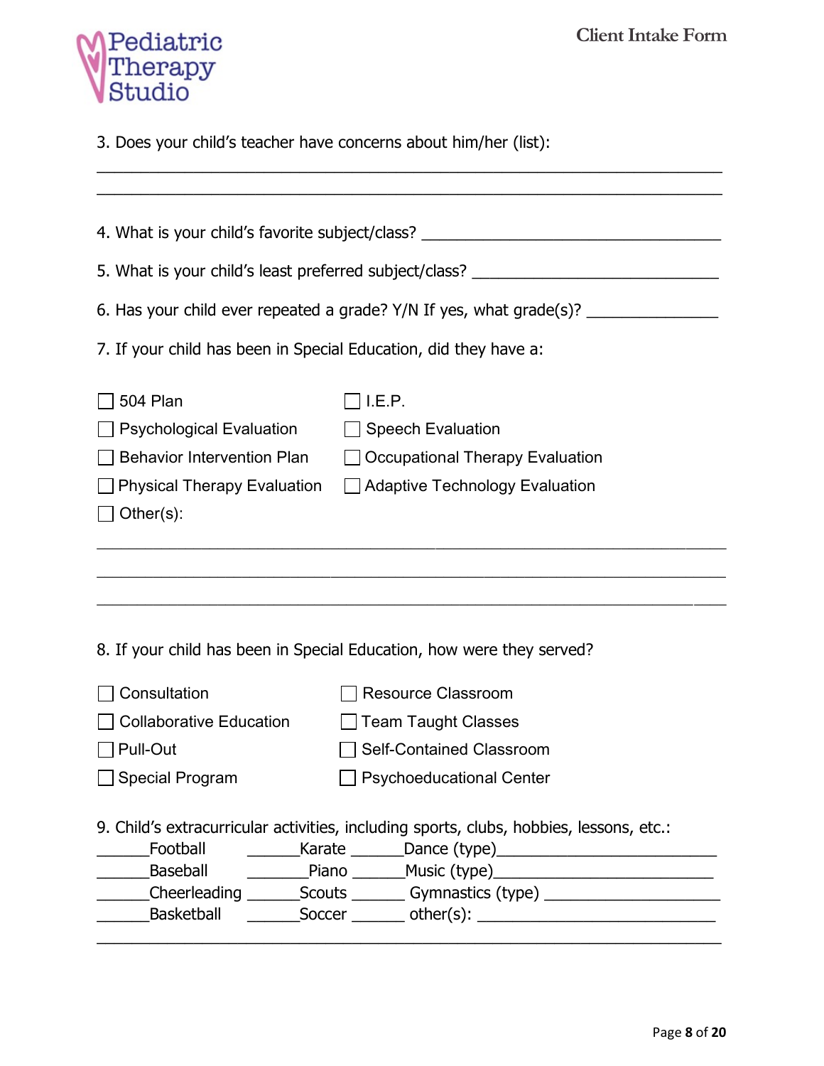3. Does your child's teacher have concerns about him/her (list):

________________________________________________________________________

________________________________________________________________________

4. What is your child's favorite subject/class? ___________________________________

5. What is your child's least preferred subject/class? ____________________________

6. Has your child ever repeated a grade? Y/N If yes, what grade(s)? _______________

7. If your child has been in Special Education, did they have a:

- ☐ 504 Plan
- ☐ I.E.P.
- ☐ Psychological Evaluation
- ☐ Speech Evaluation
- ☐ Behavior Intervention Plan
- ☐ Occupational Therapy Evaluation
- ☐ Physical Therapy Evaluation
- ☐ Adaptive Technology Evaluation
- ☐ Other(s):

________________________________________________________________________

________________________________________________________________________

________________________________________________________________________

8. If your child has been in Special Education, how were they served?

- ☐ Consultation
- ☐ Resource Classroom
- ☐ Collaborative Education
- ☐ Team Taught Classes
- ☐ Pull-Out
- ☐ Self-Contained Classroom
- ☐ Special Program
- ☐ Psychoeducational Center

9. Child's extracurricular activities, including sports, clubs, hobbies, lessons, etc.:

______Football ______Karate ______Dance (type)________________________

______Baseball ______Piano ______Music (type)________________________

______Cheerleading ______Scouts ______ Gymnastics (type) ___________________

______Basketball ______Soccer ______ other(s): ___________________________

________________________________________________________________________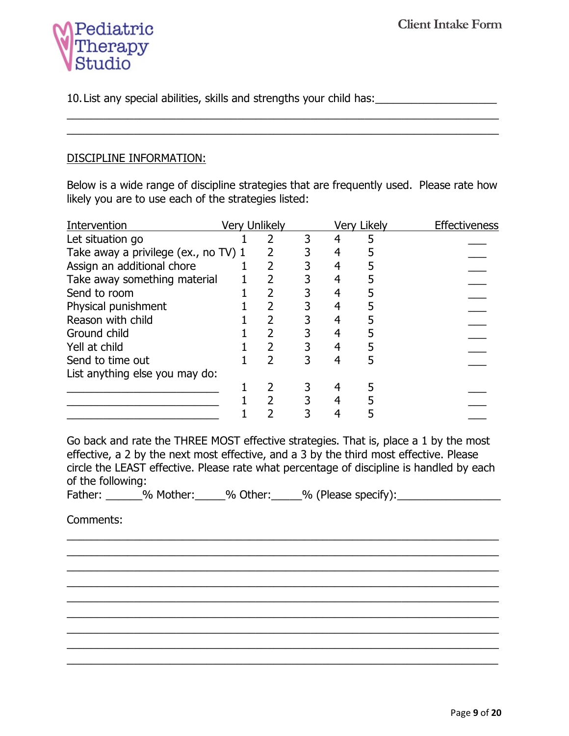10. List any special abilities, skills and strengths your child has:____________________

_____________________________________________________________________

_____________________________________________________________________

DISCIPLINE INFORMATION:

Below is a wide range of discipline strategies that are frequently used. Please rate how likely you are to use each of the strategies listed:

| Intervention | Very Unlikely | | | | Very Likely | Effectiveness |
|---|---|---|---|---|---|---|
| Let situation go | 1 | 2 | 3 | 4 | 5 | ___ |
| Take away a privilege (ex., no TV) | 1 | 2 | 3 | 4 | 5 | ___ |
| Assign an additional chore | 1 | 2 | 3 | 4 | 5 | ___ |
| Take away something material | 1 | 2 | 3 | 4 | 5 | ___ |
| Send to room | 1 | 2 | 3 | 4 | 5 | ___ |
| Physical punishment | 1 | 2 | 3 | 4 | 5 | ___ |
| Reason with child | 1 | 2 | 3 | 4 | 5 | ___ |
| Ground child | 1 | 2 | 3 | 4 | 5 | ___ |
| Yell at child | 1 | 2 | 3 | 4 | 5 | ___ |
| Send to time out | 1 | 2 | 3 | 4 | 5 | ___ |
| List anything else you may do: | | | | | | |
| ________________________ | 1 | 2 | 3 | 4 | 5 | ___ |
| ________________________ | 1 | 2 | 3 | 4 | 5 | ___ |
| ________________________ | 1 | 2 | 3 | 4 | 5 | ___ |

Go back and rate the THREE MOST effective strategies. That is, place a 1 by the most effective, a 2 by the next most effective, and a 3 by the third most effective. Please circle the LEAST effective. Please rate what percentage of discipline is handled by each of the following:

Father: ______% Mother:_____% Other:_____% (Please specify):_________________

Comments:

_____________________________________________________________________

_____________________________________________________________________

_____________________________________________________________________

_____________________________________________________________________

_____________________________________________________________________

_____________________________________________________________________

_____________________________________________________________________

_____________________________________________________________________

_____________________________________________________________________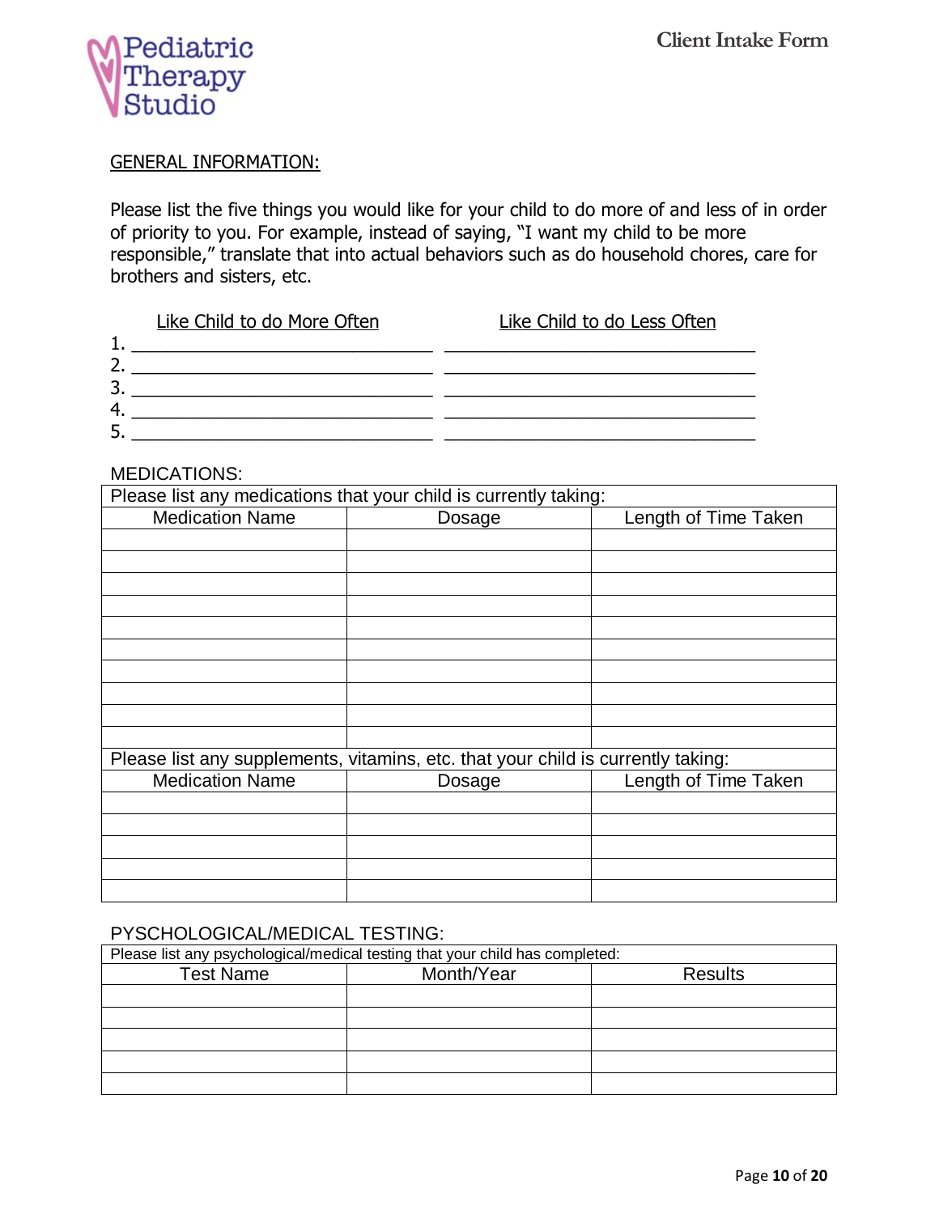## GENERAL INFORMATION:

Please list the five things you would like for your child to do more of and less of in order of priority to you. For example, instead of saying, "I want my child to be more responsible," translate that into actual behaviors such as do household chores, care for brothers and sisters, etc.

| | Like Child to do More Often | Like Child to do Less Often |
|---|---|---|
| 1. | | |
| 2. | | |
| 3. | | |
| 4. | | |
| 5. | | |

MEDICATIONS:

| Please list any medications that your child is currently taking: | | |
|---|---|---|
| Medication Name | Dosage | Length of Time Taken |
| | | |
| | | |
| | | |
| | | |
| | | |
| | | |
| | | |
| | | |
| | | |
| | | |
| Please list any supplements, vitamins, etc. that your child is currently taking: | | |
| Medication Name | Dosage | Length of Time Taken |
| | | |
| | | |
| | | |
| | | |
| | | |

PYSCHOLOGICAL/MEDICAL TESTING:

| Please list any psychological/medical testing that your child has completed: | | |
|---|---|---|
| Test Name | Month/Year | Results |
| | | |
| | | |
| | | |
| | | |
| | | |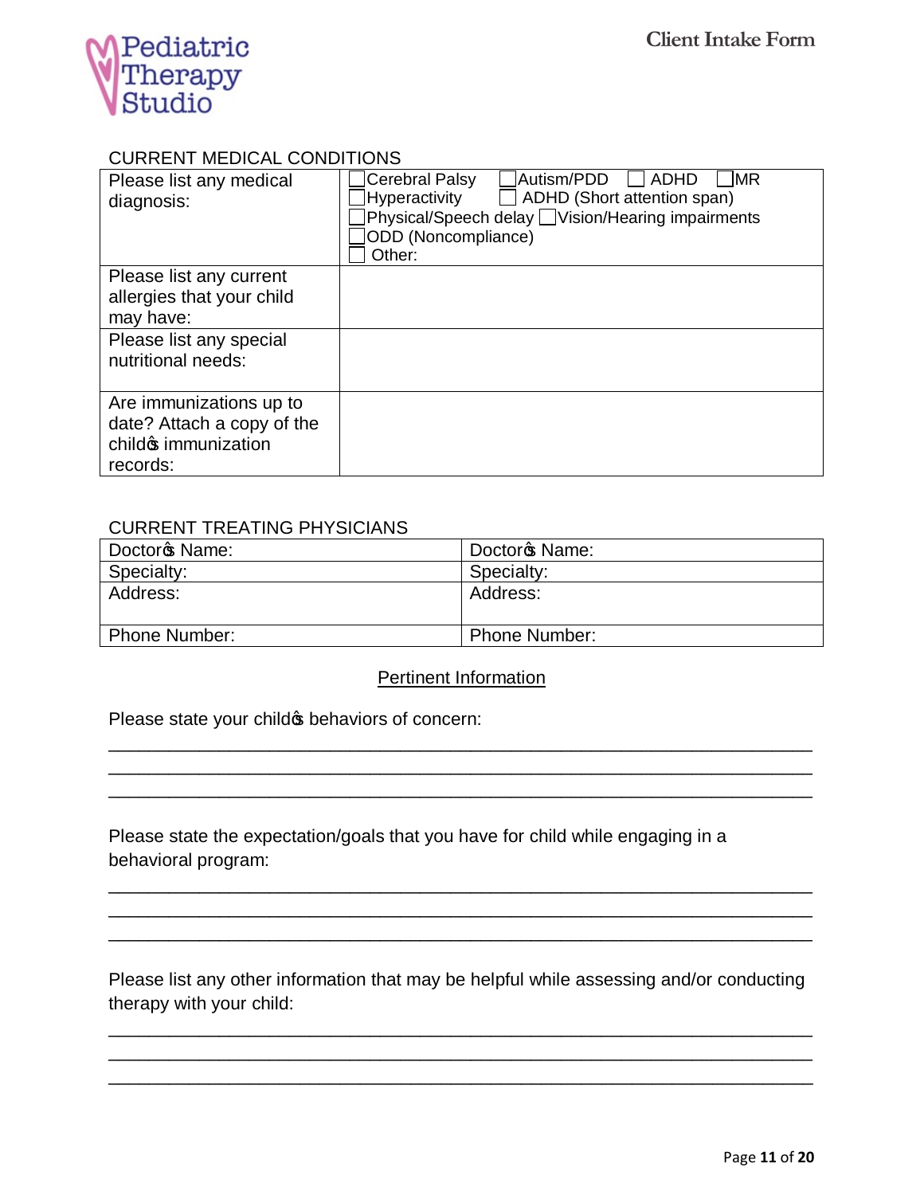Pediatric Therapy Studio

# Client Intake Form

## CURRENT MEDICAL CONDITIONS

| | |
|---|---|
| Please list any medical diagnosis: | ☐ Cerebral Palsy ☐ Autism/PDD ☐ ADHD ☐ MR<br>☐ Hyperactivity ☐ ADHD (Short attention span)<br>☐ Physical/Speech delay ☐ Vision/Hearing impairments<br>☐ ODD (Noncompliance)<br>☐ Other: |
| Please list any current allergies that your child may have: | |
| Please list any special nutritional needs: | |
| Are immunizations up to date? Attach a copy of the child's immunization records: | |

## CURRENT TREATING PHYSICIANS

| | |
|---|---|
| Doctor's Name: | Doctor's Name: |
| Specialty: | Specialty: |
| Address: | Address: |
| Phone Number: | Phone Number: |

## Pertinent Information

Please state your child's behaviors of concern:

______________________________________________________________________
______________________________________________________________________
______________________________________________________________________

Please state the expectation/goals that you have for child while engaging in a behavioral program:

______________________________________________________________________
______________________________________________________________________
______________________________________________________________________

Please list any other information that may be helpful while assessing and/or conducting therapy with your child:

______________________________________________________________________
______________________________________________________________________
______________________________________________________________________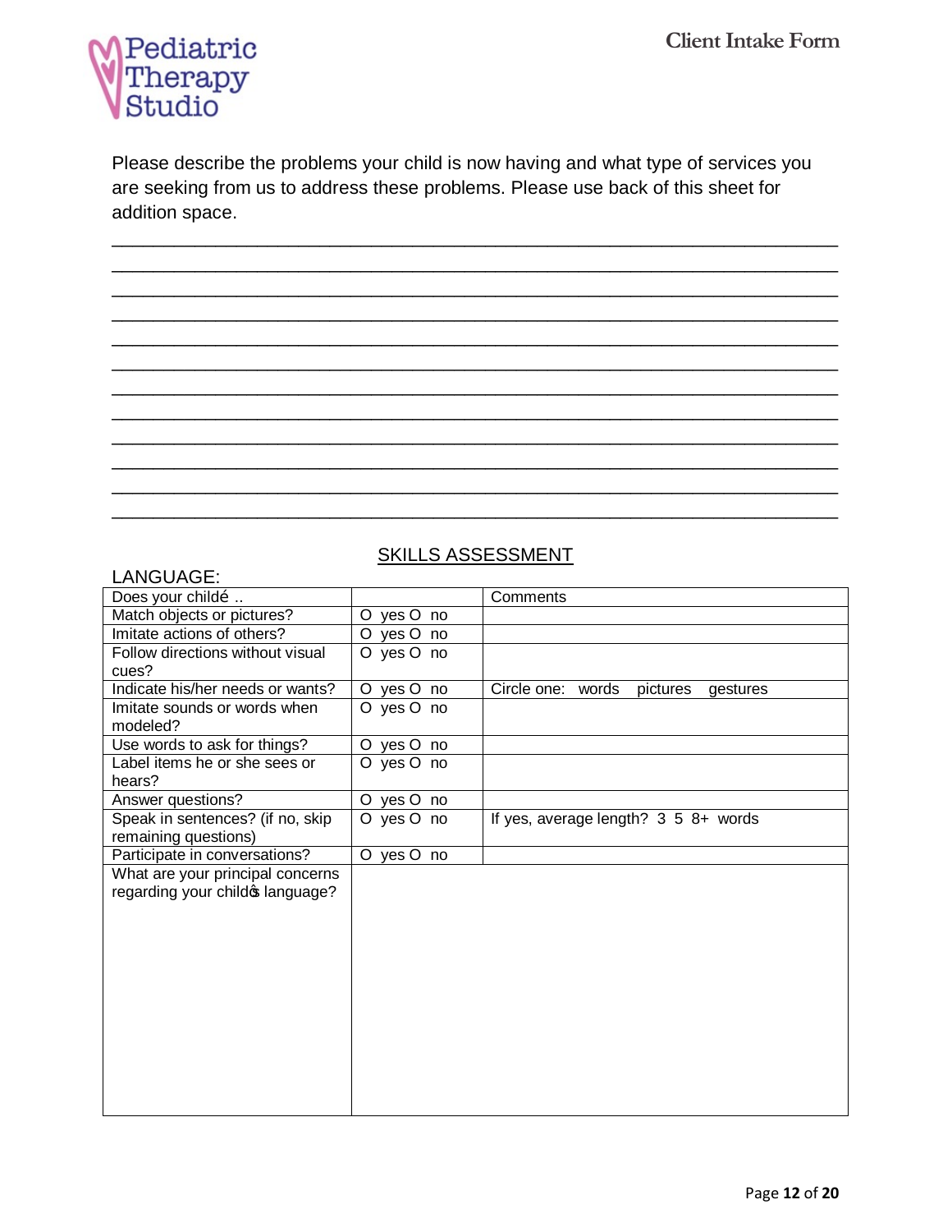Please describe the problems your child is now having and what type of services you are seeking from us to address these problems. Please use back of this sheet for addition space.

\_\_\_\_\_\_\_\_\_\_\_\_\_\_\_\_\_\_\_\_\_\_\_\_\_\_\_\_\_\_\_\_\_\_\_\_\_\_\_\_\_\_\_\_\_\_\_\_\_\_\_\_\_\_\_\_\_\_\_\_\_\_\_\_\_\_\_\_\_\_\_\_
\_\_\_\_\_\_\_\_\_\_\_\_\_\_\_\_\_\_\_\_\_\_\_\_\_\_\_\_\_\_\_\_\_\_\_\_\_\_\_\_\_\_\_\_\_\_\_\_\_\_\_\_\_\_\_\_\_\_\_\_\_\_\_\_\_\_\_\_\_\_\_\_
\_\_\_\_\_\_\_\_\_\_\_\_\_\_\_\_\_\_\_\_\_\_\_\_\_\_\_\_\_\_\_\_\_\_\_\_\_\_\_\_\_\_\_\_\_\_\_\_\_\_\_\_\_\_\_\_\_\_\_\_\_\_\_\_\_\_\_\_\_\_\_\_
\_\_\_\_\_\_\_\_\_\_\_\_\_\_\_\_\_\_\_\_\_\_\_\_\_\_\_\_\_\_\_\_\_\_\_\_\_\_\_\_\_\_\_\_\_\_\_\_\_\_\_\_\_\_\_\_\_\_\_\_\_\_\_\_\_\_\_\_\_\_\_\_
\_\_\_\_\_\_\_\_\_\_\_\_\_\_\_\_\_\_\_\_\_\_\_\_\_\_\_\_\_\_\_\_\_\_\_\_\_\_\_\_\_\_\_\_\_\_\_\_\_\_\_\_\_\_\_\_\_\_\_\_\_\_\_\_\_\_\_\_\_\_\_\_
\_\_\_\_\_\_\_\_\_\_\_\_\_\_\_\_\_\_\_\_\_\_\_\_\_\_\_\_\_\_\_\_\_\_\_\_\_\_\_\_\_\_\_\_\_\_\_\_\_\_\_\_\_\_\_\_\_\_\_\_\_\_\_\_\_\_\_\_\_\_\_\_
\_\_\_\_\_\_\_\_\_\_\_\_\_\_\_\_\_\_\_\_\_\_\_\_\_\_\_\_\_\_\_\_\_\_\_\_\_\_\_\_\_\_\_\_\_\_\_\_\_\_\_\_\_\_\_\_\_\_\_\_\_\_\_\_\_\_\_\_\_\_\_\_
\_\_\_\_\_\_\_\_\_\_\_\_\_\_\_\_\_\_\_\_\_\_\_\_\_\_\_\_\_\_\_\_\_\_\_\_\_\_\_\_\_\_\_\_\_\_\_\_\_\_\_\_\_\_\_\_\_\_\_\_\_\_\_\_\_\_\_\_\_\_\_\_
\_\_\_\_\_\_\_\_\_\_\_\_\_\_\_\_\_\_\_\_\_\_\_\_\_\_\_\_\_\_\_\_\_\_\_\_\_\_\_\_\_\_\_\_\_\_\_\_\_\_\_\_\_\_\_\_\_\_\_\_\_\_\_\_\_\_\_\_\_\_\_\_
\_\_\_\_\_\_\_\_\_\_\_\_\_\_\_\_\_\_\_\_\_\_\_\_\_\_\_\_\_\_\_\_\_\_\_\_\_\_\_\_\_\_\_\_\_\_\_\_\_\_\_\_\_\_\_\_\_\_\_\_\_\_\_\_\_\_\_\_\_\_\_\_
\_\_\_\_\_\_\_\_\_\_\_\_\_\_\_\_\_\_\_\_\_\_\_\_\_\_\_\_\_\_\_\_\_\_\_\_\_\_\_\_\_\_\_\_\_\_\_\_\_\_\_\_\_\_\_\_\_\_\_\_\_\_\_\_\_\_\_\_\_\_\_\_
\_\_\_\_\_\_\_\_\_\_\_\_\_\_\_\_\_\_\_\_\_\_\_\_\_\_\_\_\_\_\_\_\_\_\_\_\_\_\_\_\_\_\_\_\_\_\_\_\_\_\_\_\_\_\_\_\_\_\_\_\_\_\_\_\_\_\_\_\_\_\_\_

## SKILLS ASSESSMENT

LANGUAGE:

| Does your childé .. | | Comments |
|---|---|---|
| Match objects or pictures? | O yes O no | |
| Imitate actions of others? | O yes O no | |
| Follow directions without visual cues? | O yes O no | |
| Indicate his/her needs or wants? | O yes O no | Circle one: words pictures gestures |
| Imitate sounds or words when modeled? | O yes O no | |
| Use words to ask for things? | O yes O no | |
| Label items he or she sees or hears? | O yes O no | |
| Answer questions? | O yes O no | |
| Speak in sentences? (if no, skip remaining questions) | O yes O no | If yes, average length? 3 5 8+ words |
| Participate in conversations? | O yes O no | |
| What are your principal concerns regarding your childǿs language? | | |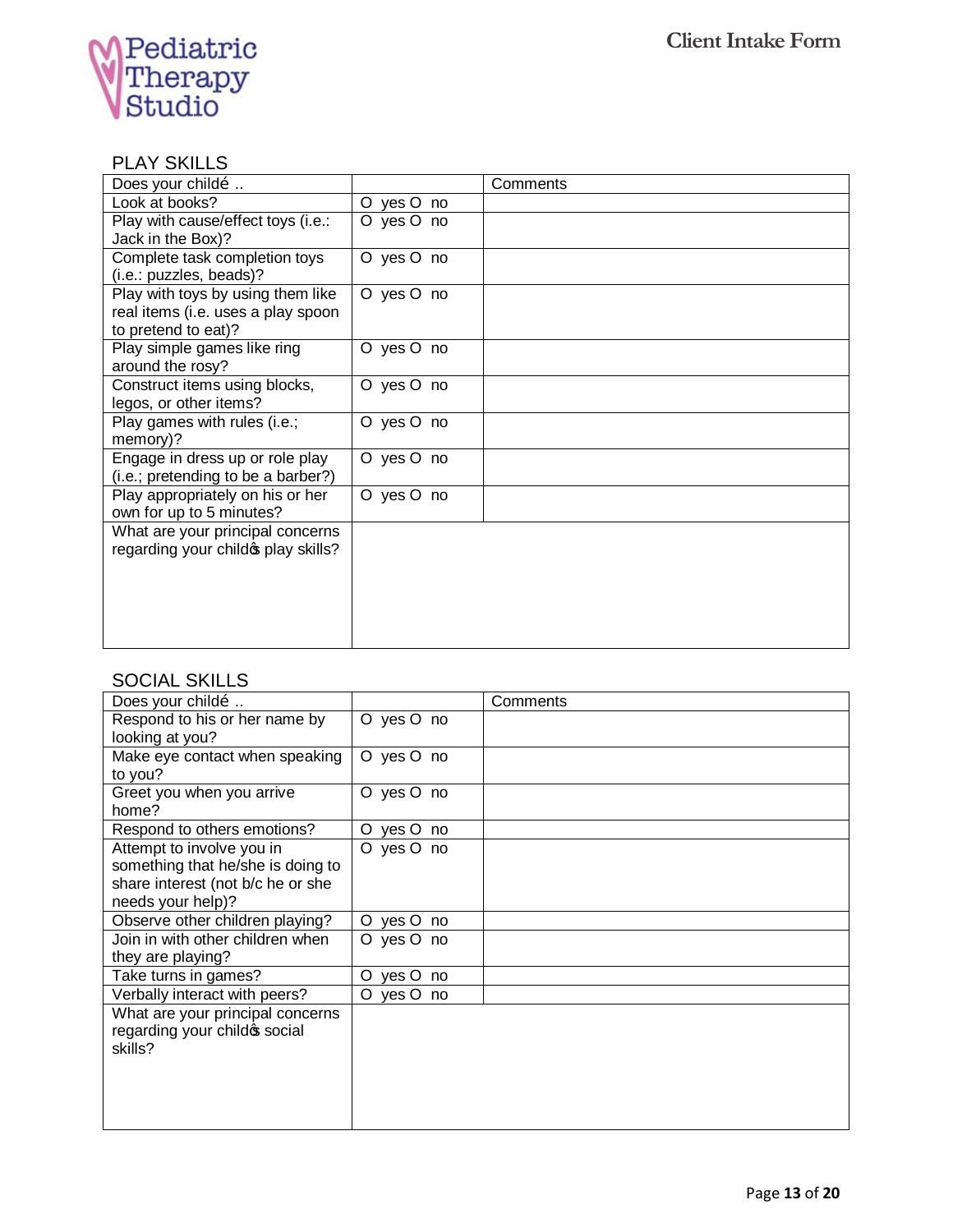## PLAY SKILLS

| Does your child… | | Comments |
|---|---|---|
| Look at books? | O yes O no | |
| Play with cause/effect toys (i.e.: Jack in the Box)? | O yes O no | |
| Complete task completion toys (i.e.: puzzles, beads)? | O yes O no | |
| Play with toys by using them like real items (i.e. uses a play spoon to pretend to eat)? | O yes O no | |
| Play simple games like ring around the rosy? | O yes O no | |
| Construct items using blocks, legos, or other items? | O yes O no | |
| Play games with rules (i.e.; memory)? | O yes O no | |
| Engage in dress up or role play (i.e.; pretending to be a barber?) | O yes O no | |
| Play appropriately on his or her own for up to 5 minutes? | O yes O no | |
| What are your principal concerns regarding your child's play skills? | | |

## SOCIAL SKILLS

| Does your child… | | Comments |
|---|---|---|
| Respond to his or her name by looking at you? | O yes O no | |
| Make eye contact when speaking to you? | O yes O no | |
| Greet you when you arrive home? | O yes O no | |
| Respond to others emotions? | O yes O no | |
| Attempt to involve you in something that he/she is doing to share interest (not b/c he or she needs your help)? | O yes O no | |
| Observe other children playing? | O yes O no | |
| Join in with other children when they are playing? | O yes O no | |
| Take turns in games? | O yes O no | |
| Verbally interact with peers? | O yes O no | |
| What are your principal concerns regarding your child's social skills? | | |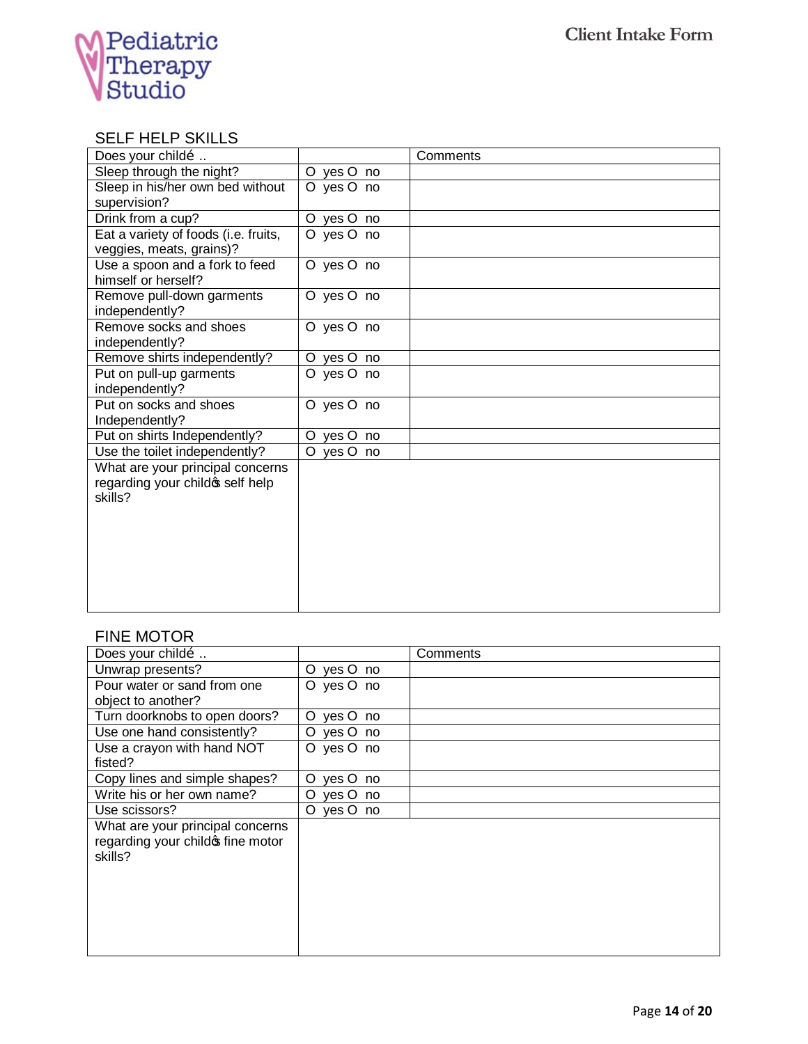Pediatric Therapy Studio

# Client Intake Form

## SELF HELP SKILLS

| Does your childé .. | | Comments |
|---|---|---|
| Sleep through the night? | O yes O no | |
| Sleep in his/her own bed without supervision? | O yes O no | |
| Drink from a cup? | O yes O no | |
| Eat a variety of foods (i.e. fruits, veggies, meats, grains)? | O yes O no | |
| Use a spoon and a fork to feed himself or herself? | O yes O no | |
| Remove pull-down garments independently? | O yes O no | |
| Remove socks and shoes independently? | O yes O no | |
| Remove shirts independently? | O yes O no | |
| Put on pull-up garments independently? | O yes O no | |
| Put on socks and shoes Independently? | O yes O no | |
| Put on shirts Independently? | O yes O no | |
| Use the toilet independently? | O yes O no | |
| What are your principal concerns regarding your childǿs self help skills? | | |

## FINE MOTOR

| Does your childé .. | | Comments |
|---|---|---|
| Unwrap presents? | O yes O no | |
| Pour water or sand from one object to another? | O yes O no | |
| Turn doorknobs to open doors? | O yes O no | |
| Use one hand consistently? | O yes O no | |
| Use a crayon with hand NOT fisted? | O yes O no | |
| Copy lines and simple shapes? | O yes O no | |
| Write his or her own name? | O yes O no | |
| Use scissors? | O yes O no | |
| What are your principal concerns regarding your childǿs fine motor skills? | | |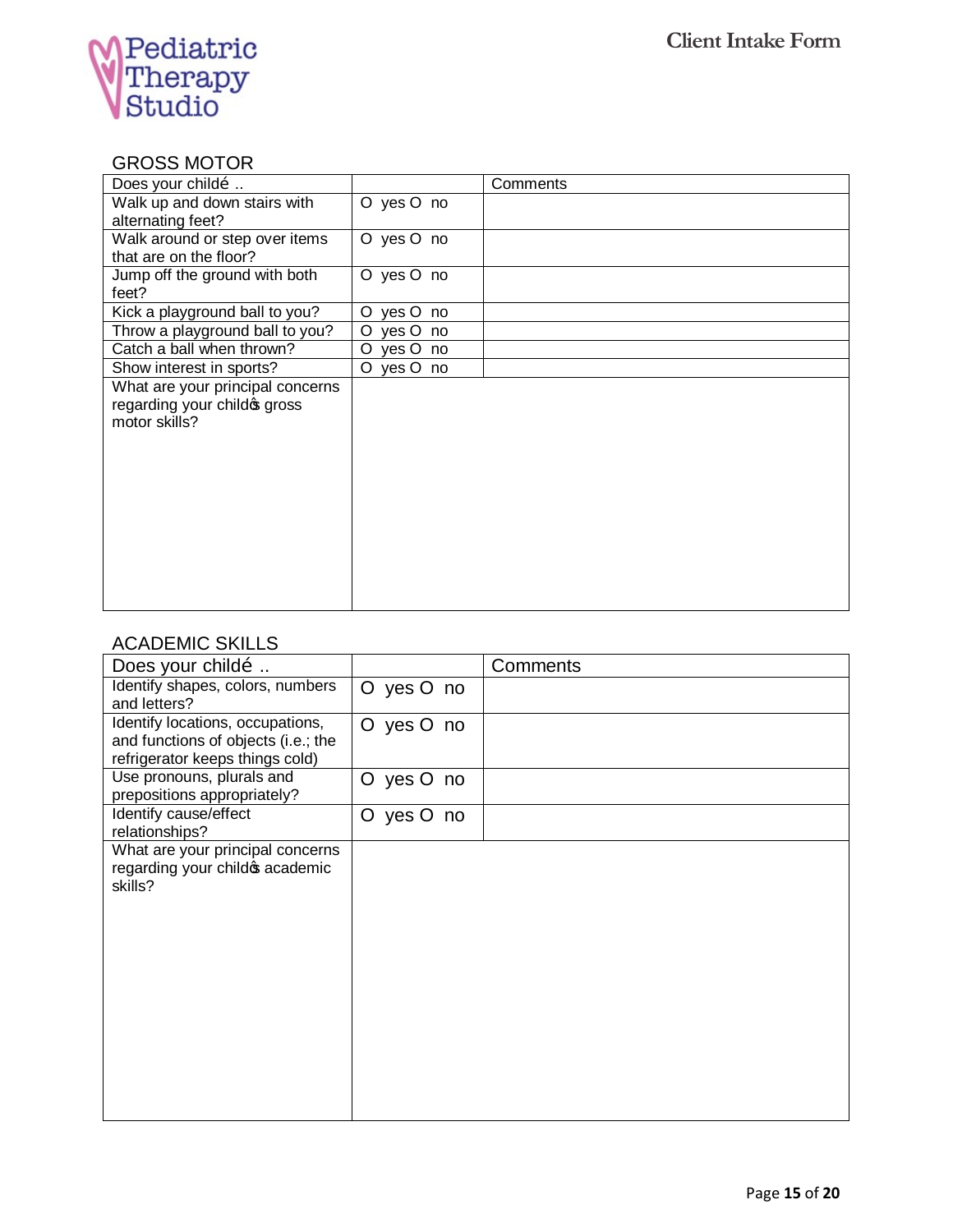Pediatric Therapy Studio

# Client Intake Form

## GROSS MOTOR

| Does your childé .. | | Comments |
|---|---|---|
| Walk up and down stairs with alternating feet? | O yes O no | |
| Walk around or step over items that are on the floor? | O yes O no | |
| Jump off the ground with both feet? | O yes O no | |
| Kick a playground ball to you? | O yes O no | |
| Throw a playground ball to you? | O yes O no | |
| Catch a ball when thrown? | O yes O no | |
| Show interest in sports? | O yes O no | |
| What are your principal concerns regarding your childs gross motor skills? | | |

## ACADEMIC SKILLS

| Does your childé .. | | Comments |
|---|---|---|
| Identify shapes, colors, numbers and letters? | O yes O no | |
| Identify locations, occupations, and functions of objects (i.e.; the refrigerator keeps things cold) | O yes O no | |
| Use pronouns, plurals and prepositions appropriately? | O yes O no | |
| Identify cause/effect relationships? | O yes O no | |
| What are your principal concerns regarding your childs academic skills? | | |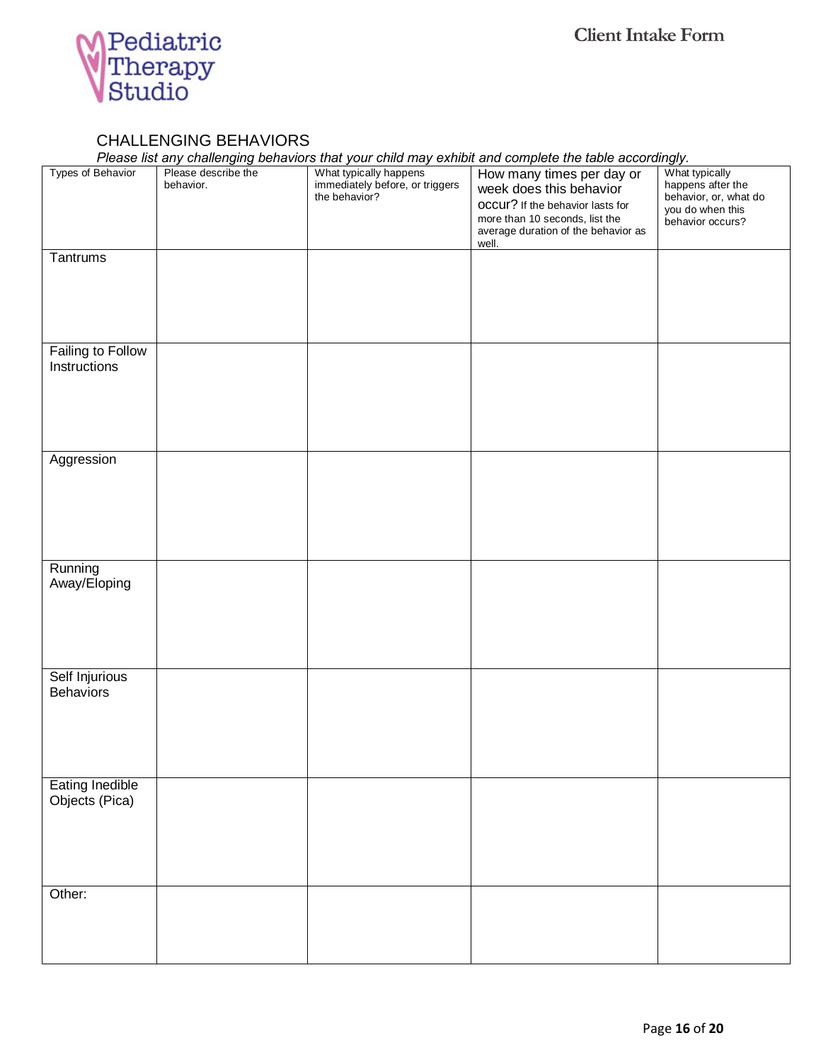Pediatric Therapy Studio

Client Intake Form

## CHALLENGING BEHAVIORS

*Please list any challenging behaviors that your child may exhibit and complete the table accordingly.*

| Types of Behavior | Please describe the behavior. | What typically happens immediately before, or triggers the behavior? | How many times per day or week does this behavior occur? If the behavior lasts for more than 10 seconds, list the average duration of the behavior as well. | What typically happens after the behavior, or, what do you do when this behavior occurs? |
|---|---|---|---|---|
| Tantrums | | | | |
| Failing to Follow Instructions | | | | |
| Aggression | | | | |
| Running Away/Eloping | | | | |
| Self Injurious Behaviors | | | | |
| Eating Inedible Objects (Pica) | | | | |
| Other: | | | | |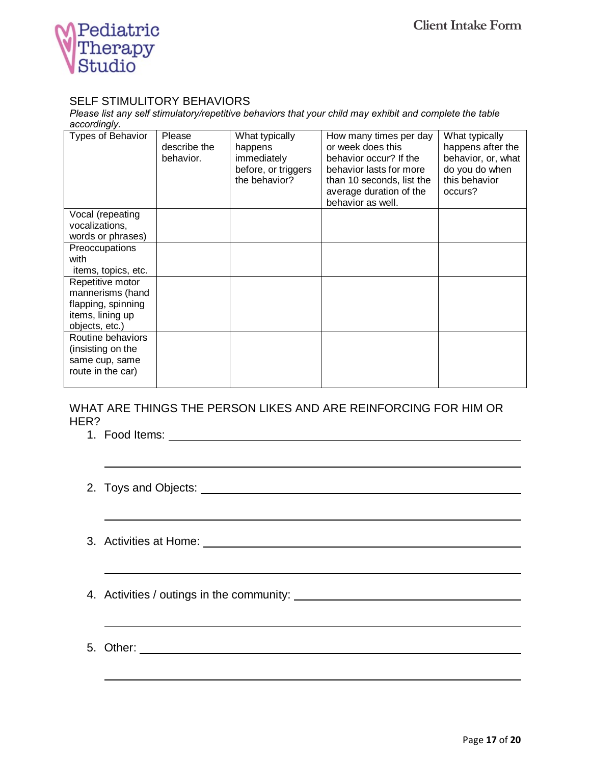## SELF STIMULITORY BEHAVIORS

*Please list any self stimulatory/repetitive behaviors that your child may exhibit and complete the table accordingly.*

| Types of Behavior | Please describe the behavior. | What typically happens immediately before, or triggers the behavior? | How many times per day or week does this behavior occur? If the behavior lasts for more than 10 seconds, list the average duration of the behavior as well. | What typically happens after the behavior, or, what do you do when this behavior occurs? |
|---|---|---|---|---|
| Vocal (repeating vocalizations, words or phrases) | | | | |
| Preoccupations with items, topics, etc. | | | | |
| Repetitive motor mannerisms (hand flapping, spinning items, lining up objects, etc.) | | | | |
| Routine behaviors (insisting on the same cup, same route in the car) | | | | |

## WHAT ARE THINGS THE PERSON LIKES AND ARE REINFORCING FOR HIM OR HER?

1. Food Items: ______________________________________________

   ______________________________________________

2. Toys and Objects: ______________________________________________

   ______________________________________________

3. Activities at Home: ______________________________________________

   ______________________________________________

4. Activities / outings in the community: ______________________________________________

   ______________________________________________

5. Other: ______________________________________________

   ______________________________________________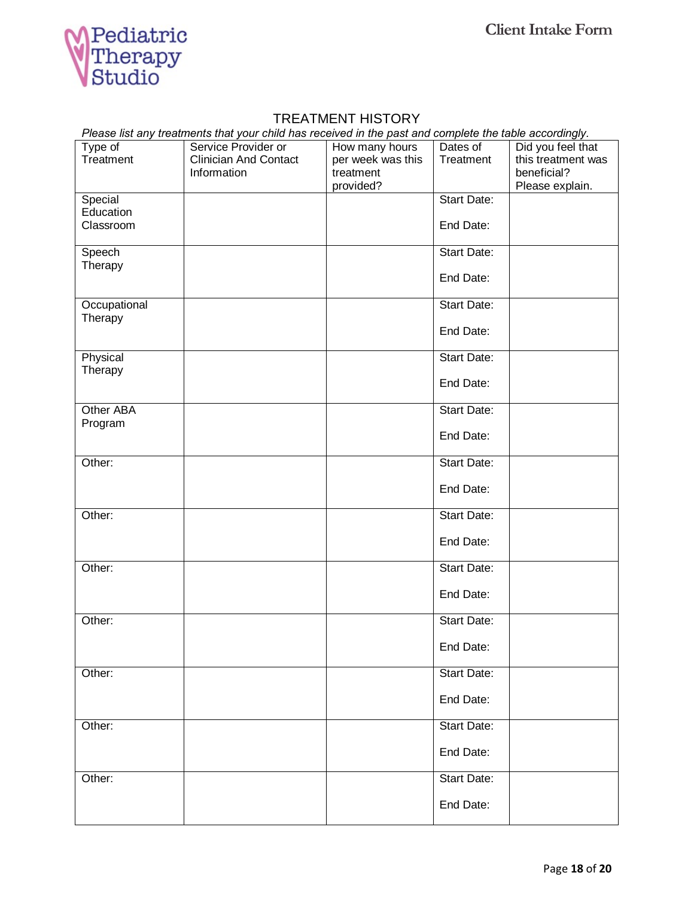Pediatric Therapy Studio

**Client Intake Form**

## TREATMENT HISTORY

*Please list any treatments that your child has received in the past and complete the table accordingly.*

| Type of Treatment | Service Provider or Clinician And Contact Information | How many hours per week was this treatment provided? | Dates of Treatment | Did you feel that this treatment was beneficial? Please explain. |
|---|---|---|---|---|
| Special Education Classroom | | | Start Date: <br> End Date: | |
| Speech Therapy | | | Start Date: <br> End Date: | |
| Occupational Therapy | | | Start Date: <br> End Date: | |
| Physical Therapy | | | Start Date: <br> End Date: | |
| Other ABA Program | | | Start Date: <br> End Date: | |
| Other: | | | Start Date: <br> End Date: | |
| Other: | | | Start Date: <br> End Date: | |
| Other: | | | Start Date: <br> End Date: | |
| Other: | | | Start Date: <br> End Date: | |
| Other: | | | Start Date: <br> End Date: | |
| Other: | | | Start Date: <br> End Date: | |
| Other: | | | Start Date: <br> End Date: | |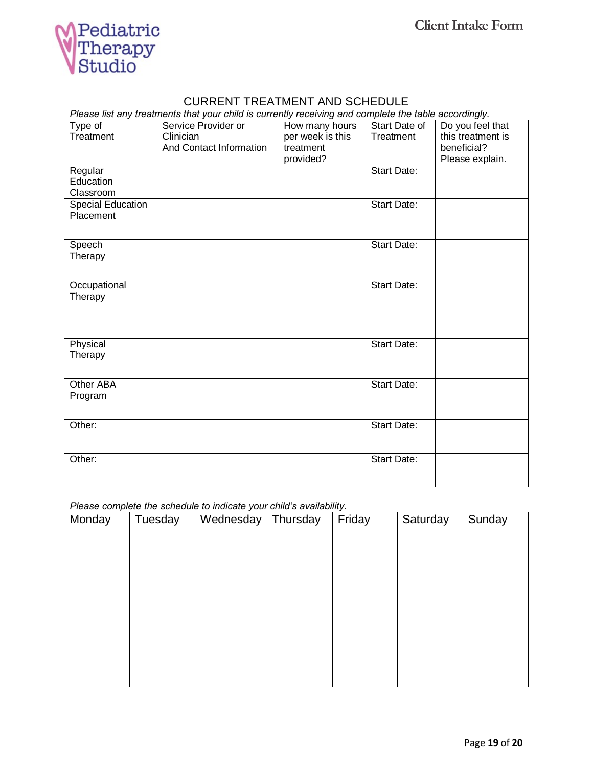# CURRENT TREATMENT AND SCHEDULE

*Please list any treatments that your child is currently receiving and complete the table accordingly.*

| Type of Treatment | Service Provider or Clinician And Contact Information | How many hours per week is this treatment provided? | Start Date of Treatment | Do you feel that this treatment is beneficial? Please explain. |
|---|---|---|---|---|
| Regular Education Classroom | | | Start Date: | |
| Special Education Placement | | | Start Date: | |
| Speech Therapy | | | Start Date: | |
| Occupational Therapy | | | Start Date: | |
| Physical Therapy | | | Start Date: | |
| Other ABA Program | | | Start Date: | |
| Other: | | | Start Date: | |
| Other: | | | Start Date: | |

*Please complete the schedule to indicate your child's availability.*

| Monday | Tuesday | Wednesday | Thursday | Friday | Saturday | Sunday |
|---|---|---|---|---|---|---|
| | | | | | | |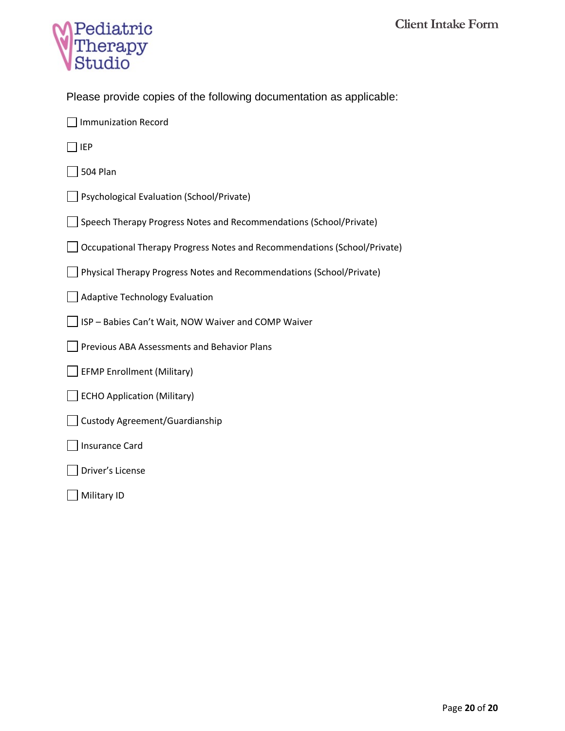Please provide copies of the following documentation as applicable:

- ☐ Immunization Record
- ☐ IEP
- ☐ 504 Plan
- ☐ Psychological Evaluation (School/Private)
- ☐ Speech Therapy Progress Notes and Recommendations (School/Private)
- ☐ Occupational Therapy Progress Notes and Recommendations (School/Private)
- ☐ Physical Therapy Progress Notes and Recommendations (School/Private)
- ☐ Adaptive Technology Evaluation
- ☐ ISP – Babies Can't Wait, NOW Waiver and COMP Waiver
- ☐ Previous ABA Assessments and Behavior Plans
- ☐ EFMP Enrollment (Military)
- ☐ ECHO Application (Military)
- ☐ Custody Agreement/Guardianship
- ☐ Insurance Card
- ☐ Driver's License
- ☐ Military ID